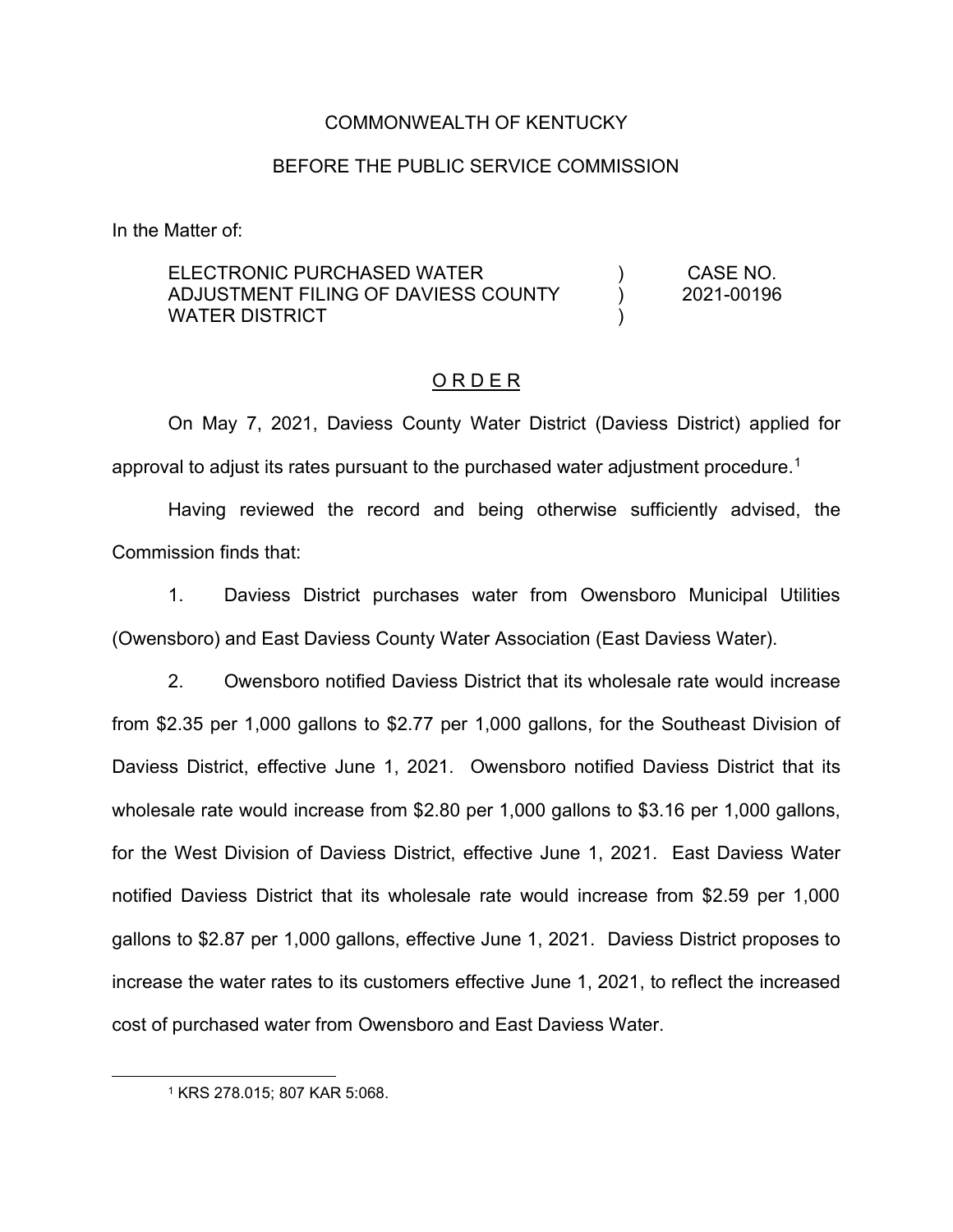COMMONWEALTH OF KENTUCKY

BEFORE THE PUBLIC SERVICE COMMISSION

In the Matter of:

| | | |
|---|---|---|
| ELECTRONIC PURCHASED WATER ADJUSTMENT FILING OF DAVIESS COUNTY WATER DISTRICT | ) ) ) | CASE NO. 2021-00196 |

## O R D E R

On May 7, 2021, Daviess County Water District (Daviess District) applied for approval to adjust its rates pursuant to the purchased water adjustment procedure.[1]

Having reviewed the record and being otherwise sufficiently advised, the Commission finds that:

1. Daviess District purchases water from Owensboro Municipal Utilities (Owensboro) and East Daviess County Water Association (East Daviess Water).

2. Owensboro notified Daviess District that its wholesale rate would increase from $2.35 per 1,000 gallons to $2.77 per 1,000 gallons, for the Southeast Division of Daviess District, effective June 1, 2021. Owensboro notified Daviess District that its wholesale rate would increase from $2.80 per 1,000 gallons to $3.16 per 1,000 gallons, for the West Division of Daviess District, effective June 1, 2021. East Daviess Water notified Daviess District that its wholesale rate would increase from $2.59 per 1,000 gallons to $2.87 per 1,000 gallons, effective June 1, 2021. Daviess District proposes to increase the water rates to its customers effective June 1, 2021, to reflect the increased cost of purchased water from Owensboro and East Daviess Water.

[1] KRS 278.015; 807 KAR 5:068.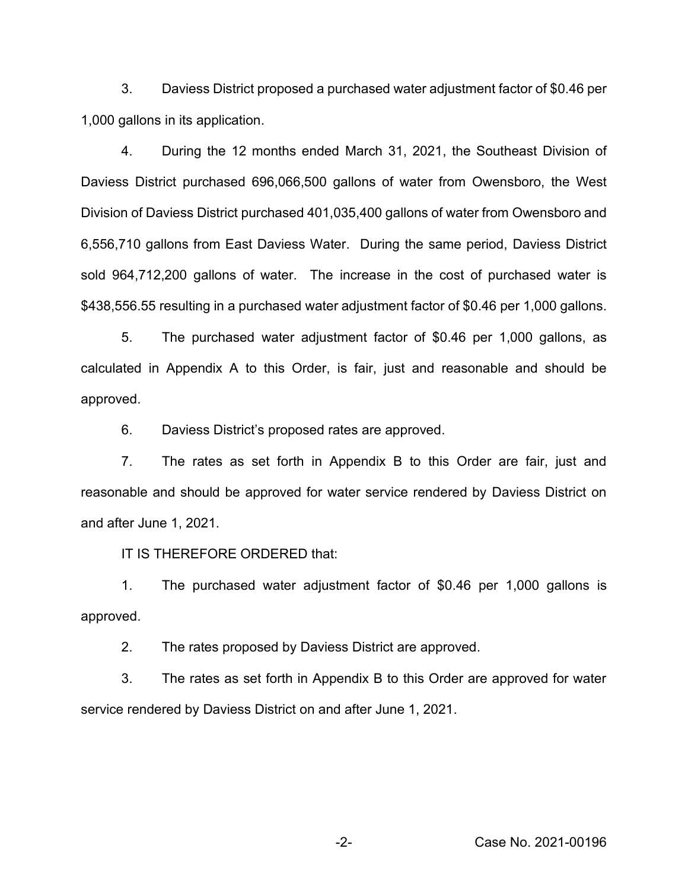3. Daviess District proposed a purchased water adjustment factor of $0.46 per 1,000 gallons in its application.

4. During the 12 months ended March 31, 2021, the Southeast Division of Daviess District purchased 696,066,500 gallons of water from Owensboro, the West Division of Daviess District purchased 401,035,400 gallons of water from Owensboro and 6,556,710 gallons from East Daviess Water. During the same period, Daviess District sold 964,712,200 gallons of water. The increase in the cost of purchased water is $438,556.55 resulting in a purchased water adjustment factor of $0.46 per 1,000 gallons.

5. The purchased water adjustment factor of $0.46 per 1,000 gallons, as calculated in Appendix A to this Order, is fair, just and reasonable and should be approved.

6. Daviess District's proposed rates are approved.

7. The rates as set forth in Appendix B to this Order are fair, just and reasonable and should be approved for water service rendered by Daviess District on and after June 1, 2021.

IT IS THEREFORE ORDERED that:

1. The purchased water adjustment factor of $0.46 per 1,000 gallons is approved.

2. The rates proposed by Daviess District are approved.

3. The rates as set forth in Appendix B to this Order are approved for water service rendered by Daviess District on and after June 1, 2021.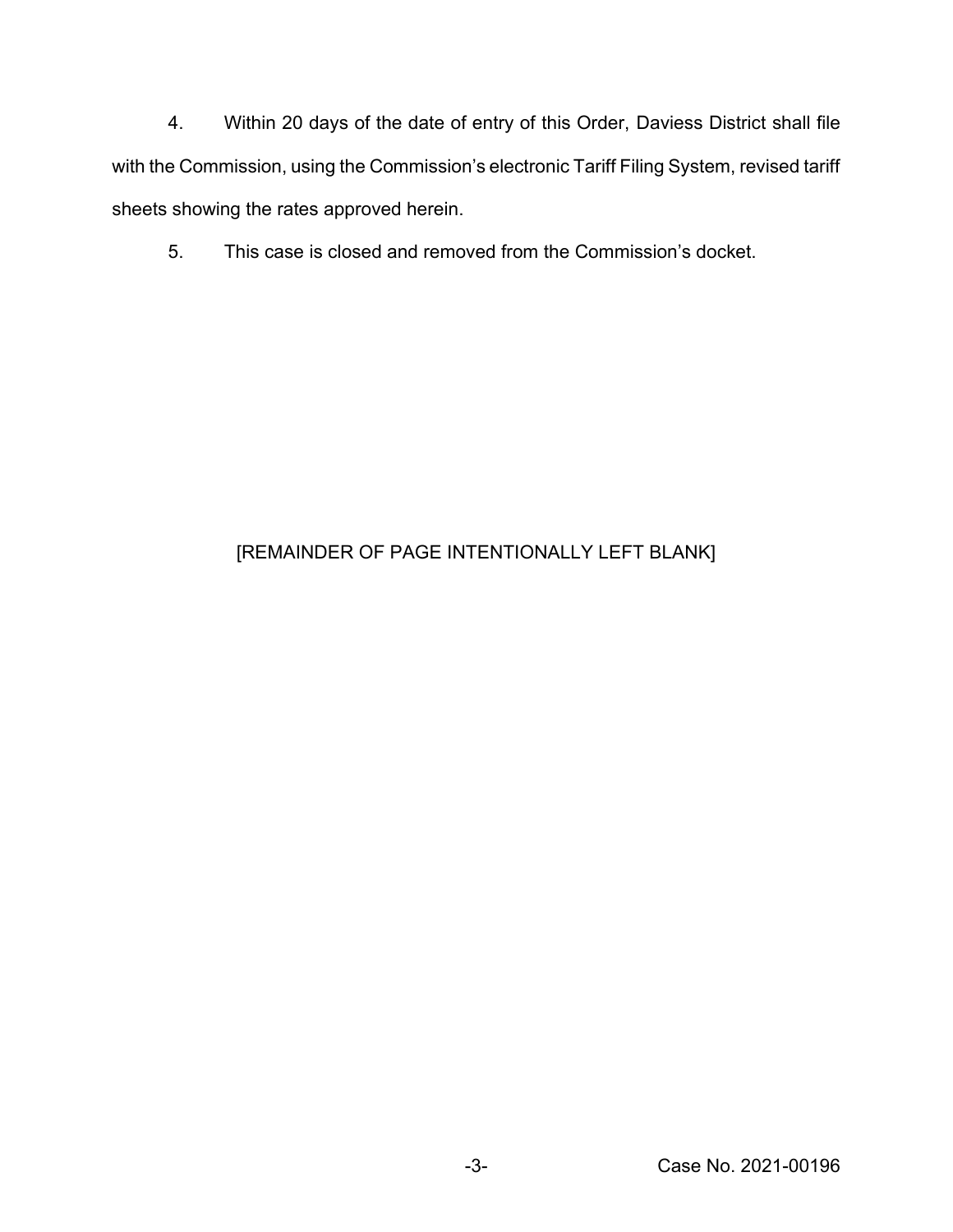4. Within 20 days of the date of entry of this Order, Daviess District shall file with the Commission, using the Commission's electronic Tariff Filing System, revised tariff sheets showing the rates approved herein.

5. This case is closed and removed from the Commission's docket.

[REMAINDER OF PAGE INTENTIONALLY LEFT BLANK]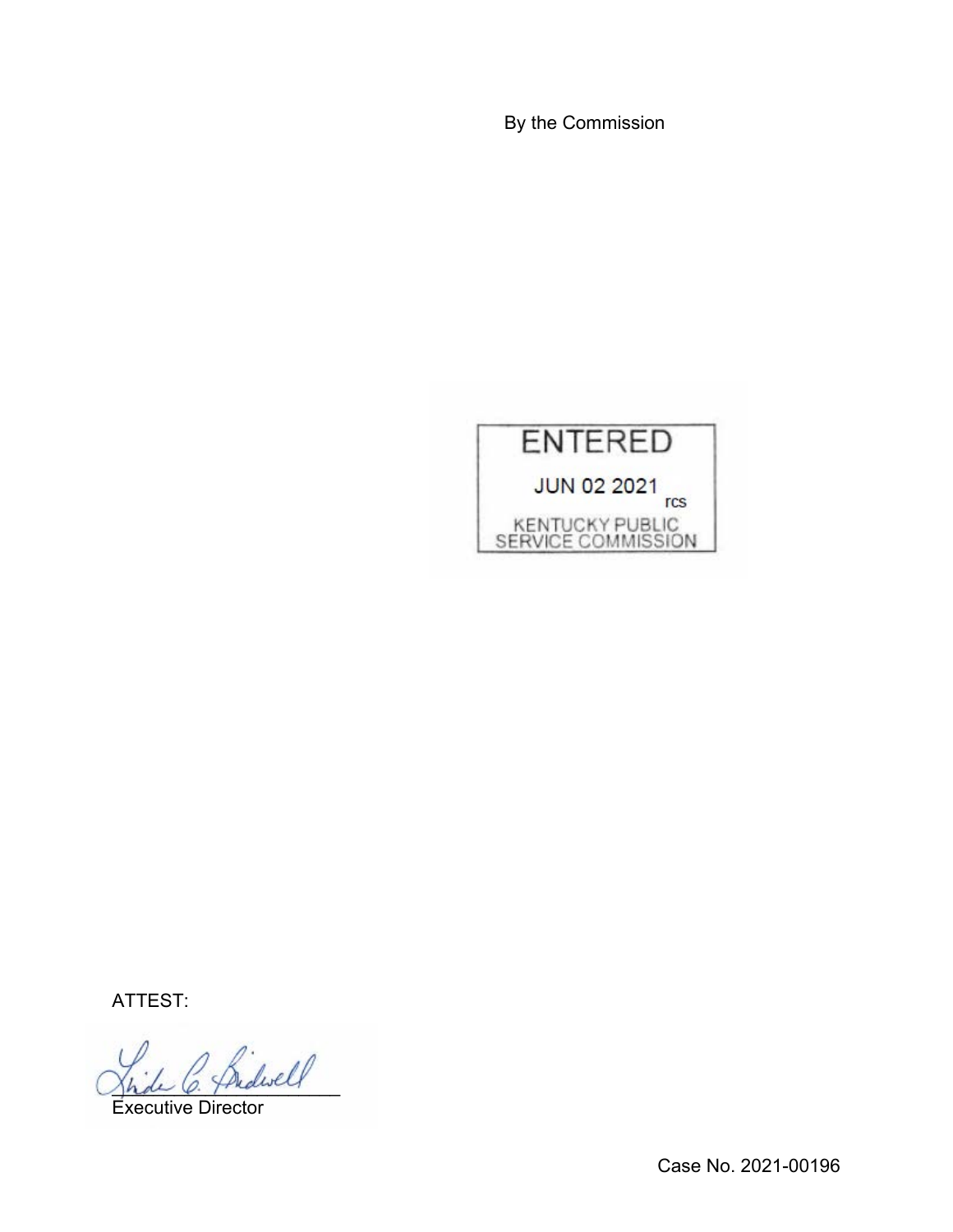By the Commission

ENTERED

JUN 02 2021

rcs

KENTUCKY PUBLIC SERVICE COMMISSION

ATTEST:

Executive Director

Case No. 2021-00196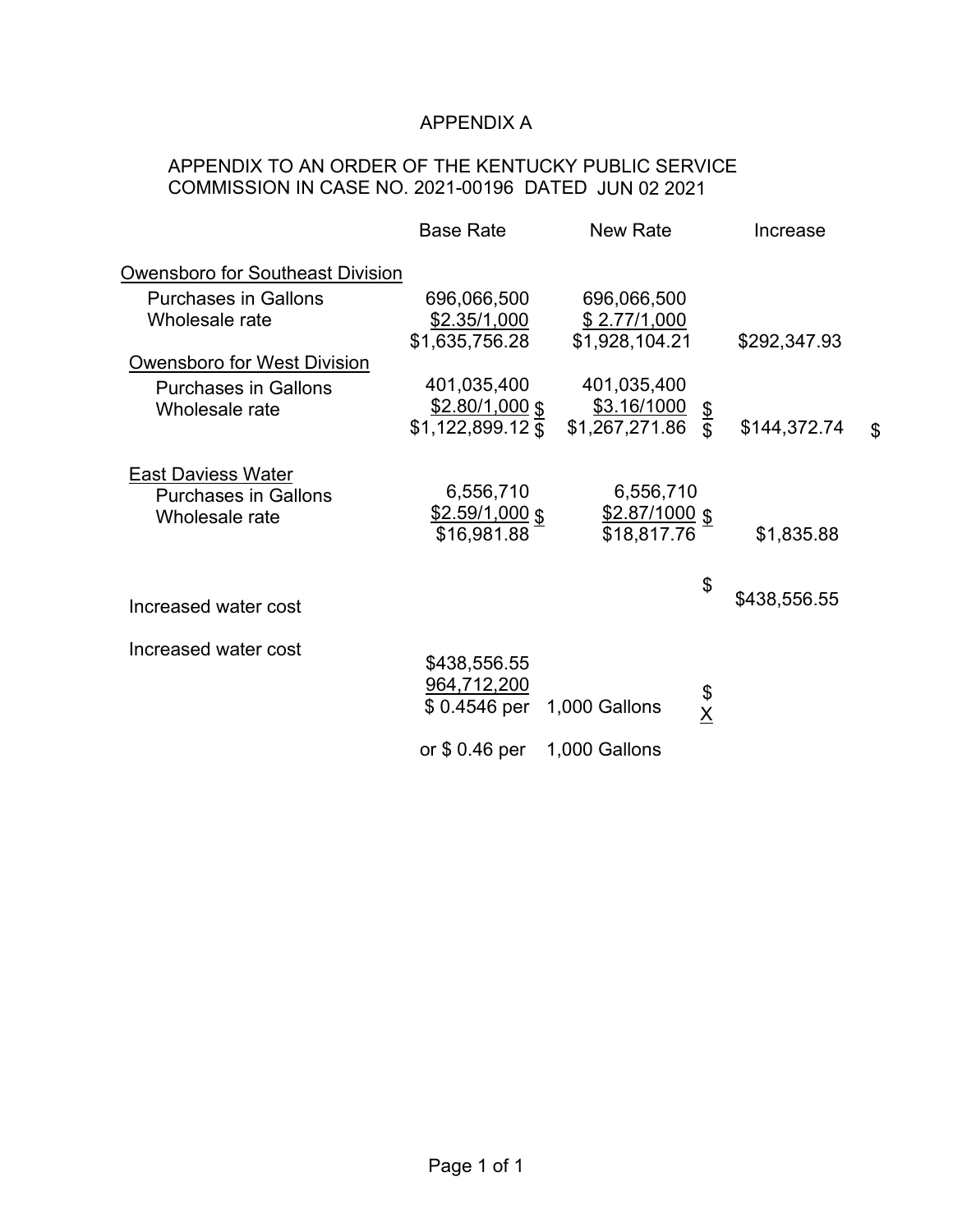APPENDIX A

APPENDIX TO AN ORDER OF THE KENTUCKY PUBLIC SERVICE COMMISSION IN CASE NO. 2021-00196 DATED JUN 02 2021

| | Base Rate | New Rate | Increase |
|---|---|---|---|
| **Owensboro for Southeast Division** | | | |
| Purchases in Gallons | 696,066,500 | 696,066,500 | |
| Wholesale rate | $2.35/1,000 | $ 2.77/1,000 | |
| | $1,635,756.28 | $1,928,104.21 | $292,347.93 |
| **Owensboro for West Division** | | | |
| Purchases in Gallons | 401,035,400 | 401,035,400 | |
| Wholesale rate | $2.80/1,000 $ | $3.16/1000 $ | |
| | $1,122,899.12 $ | $1,267,271.86 $ | $144,372.74 $ |
| **East Daviess Water** | | | |
| Purchases in Gallons | 6,556,710 | 6,556,710 | |
| Wholesale rate | $2.59/1,000 $ | $2.87/1000 $ | |
| | $16,981.88 | $18,817.76 | $1,835.88 |
| Increased water cost | | $ | $438,556.55 |

Increased water cost

$438,556.55
964,712,200
$ 0.4546 per 1,000 Gallons $ X

or $ 0.46 per 1,000 Gallons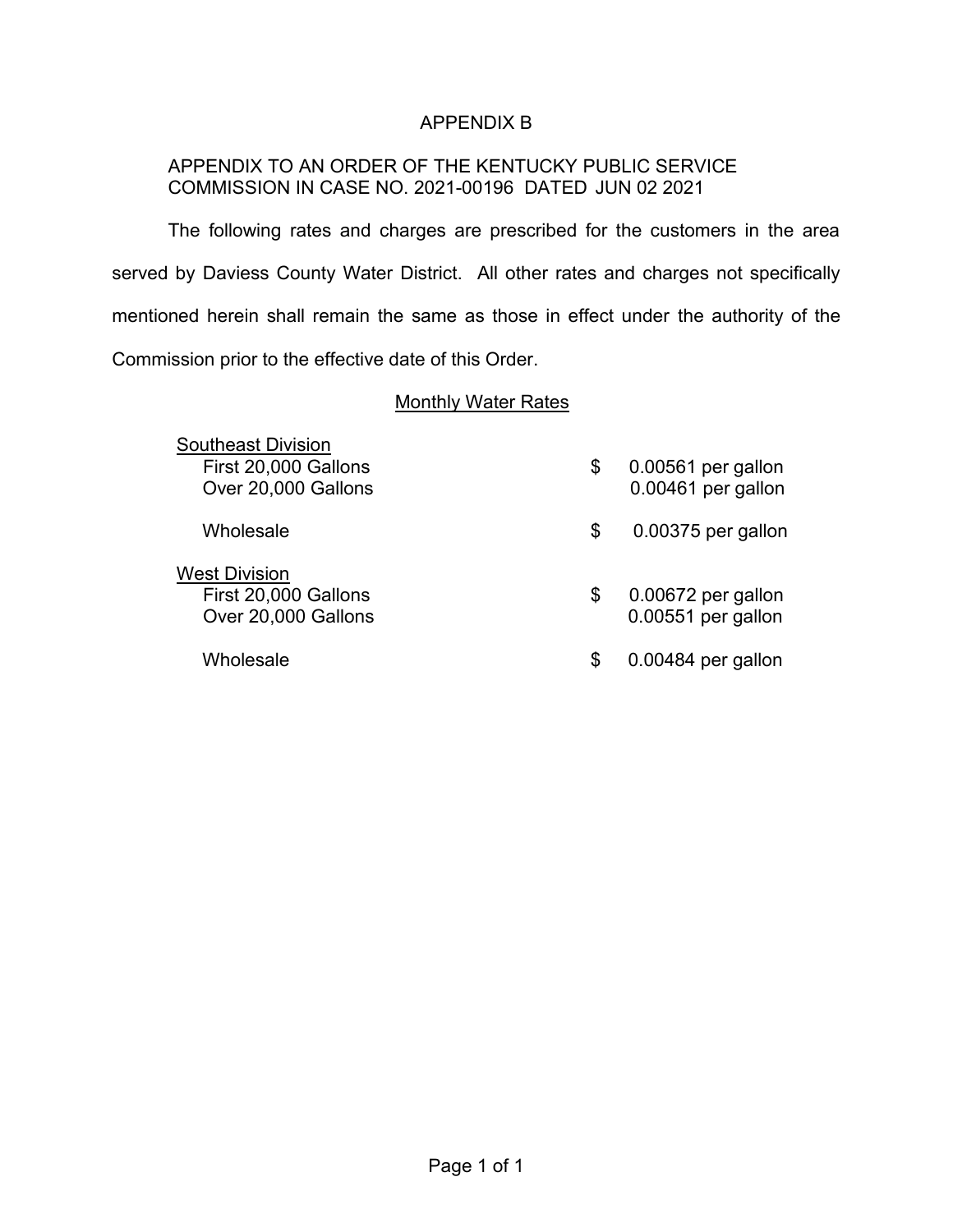# APPENDIX B

APPENDIX TO AN ORDER OF THE KENTUCKY PUBLIC SERVICE COMMISSION IN CASE NO. 2021-00196 DATED JUN 02 2021

The following rates and charges are prescribed for the customers in the area served by Daviess County Water District. All other rates and charges not specifically mentioned herein shall remain the same as those in effect under the authority of the Commission prior to the effective date of this Order.

## Monthly Water Rates

| | | |
|---|---|---|
| **Southeast Division** | | |
| First 20,000 Gallons | $ | 0.00561 per gallon |
| Over 20,000 Gallons | | 0.00461 per gallon |
| Wholesale | $ | 0.00375 per gallon |
| **West Division** | | |
| First 20,000 Gallons | $ | 0.00672 per gallon |
| Over 20,000 Gallons | | 0.00551 per gallon |
| Wholesale | $ | 0.00484 per gallon |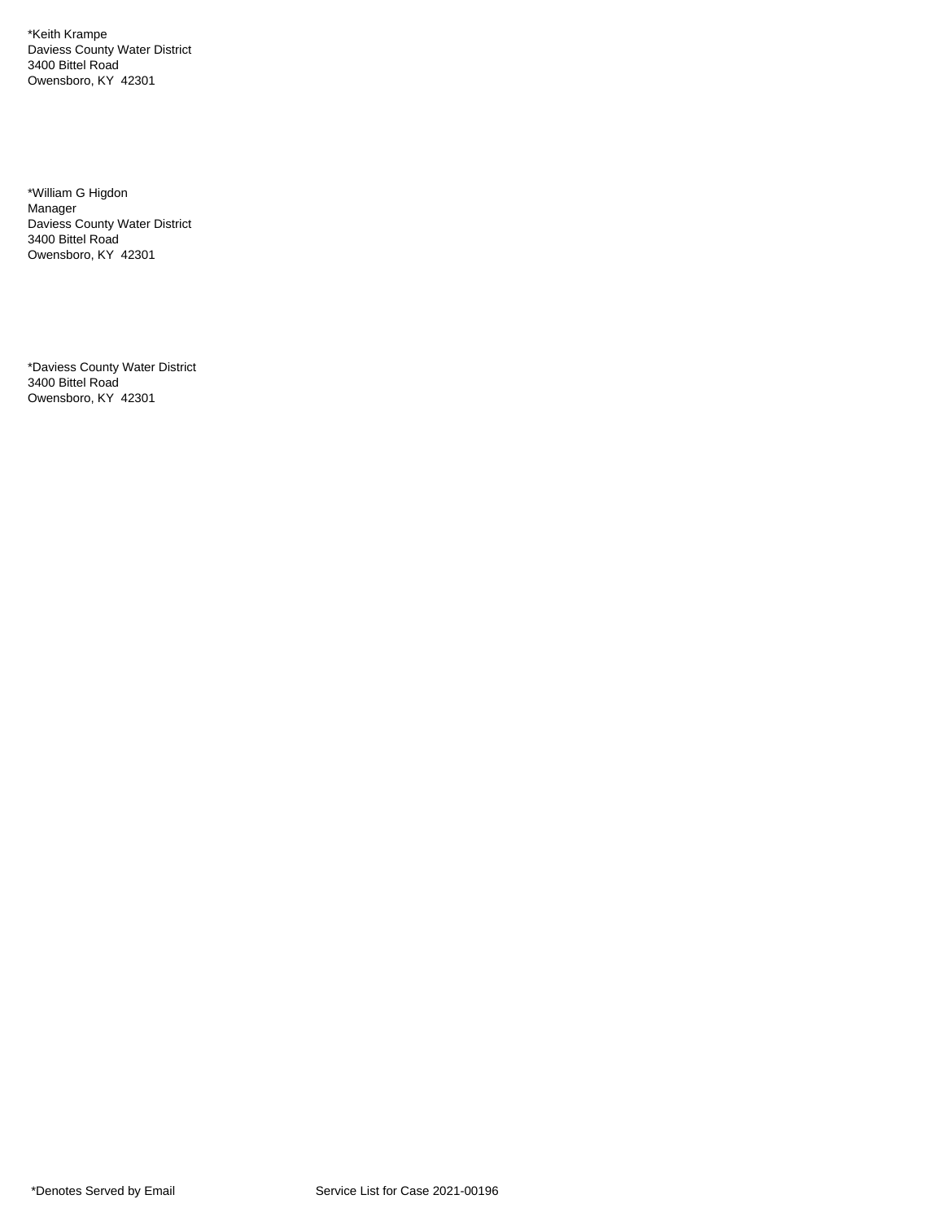*Keith Krampe
Daviess County Water District
3400 Bittel Road
Owensboro, KY  42301

*William G Higdon
Manager
Daviess County Water District
3400 Bittel Road
Owensboro, KY  42301

*Daviess County Water District
3400 Bittel Road
Owensboro, KY  42301

*Denotes Served by Email

Service List for Case 2021-00196